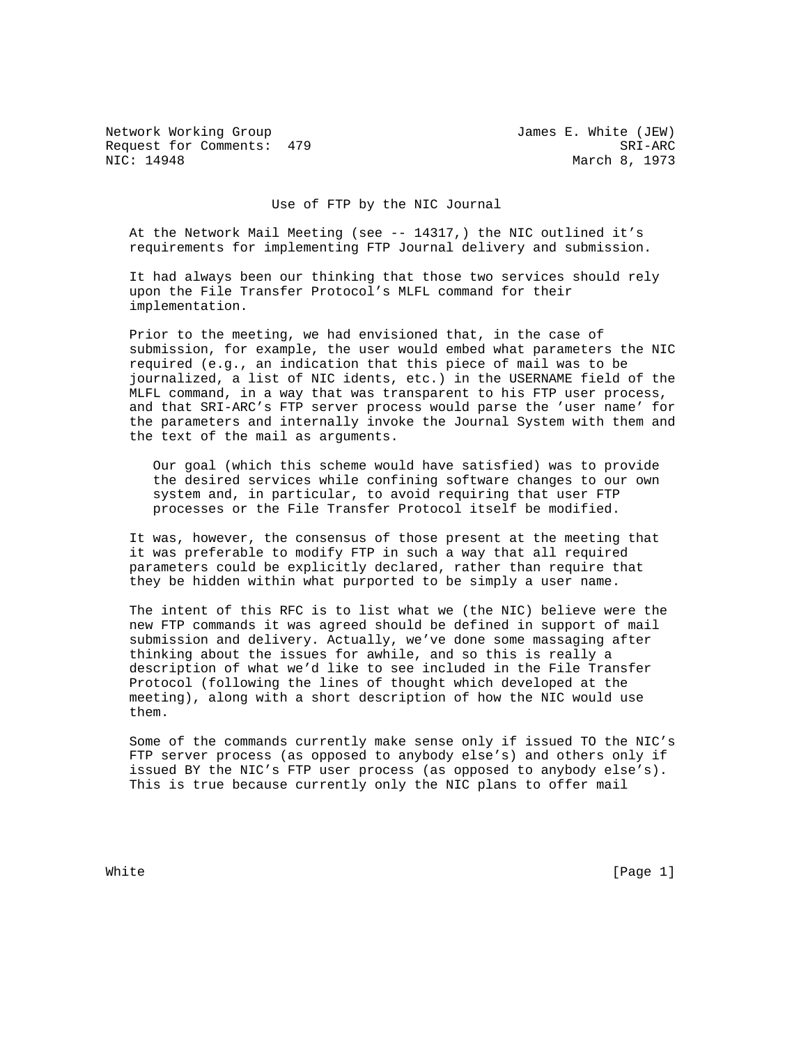Network Working Group James E. White (JEW)
Request for Comments: 479 SRI-ARC
NIC: 14948 March 8, 1973

# Use of FTP by the NIC Journal

At the Network Mail Meeting (see -- 14317,) the NIC outlined it's requirements for implementing FTP Journal delivery and submission.

It had always been our thinking that those two services should rely upon the File Transfer Protocol's MLFL command for their implementation.

Prior to the meeting, we had envisioned that, in the case of submission, for example, the user would embed what parameters the NIC required (e.g., an indication that this piece of mail was to be journalized, a list of NIC idents, etc.) in the USERNAME field of the MLFL command, in a way that was transparent to his FTP user process, and that SRI-ARC's FTP server process would parse the 'user name' for the parameters and internally invoke the Journal System with them and the text of the mail as arguments.

> Our goal (which this scheme would have satisfied) was to provide the desired services while confining software changes to our own system and, in particular, to avoid requiring that user FTP processes or the File Transfer Protocol itself be modified.

It was, however, the consensus of those present at the meeting that it was preferable to modify FTP in such a way that all required parameters could be explicitly declared, rather than require that they be hidden within what purported to be simply a user name.

The intent of this RFC is to list what we (the NIC) believe were the new FTP commands it was agreed should be defined in support of mail submission and delivery. Actually, we've done some massaging after thinking about the issues for awhile, and so this is really a description of what we'd like to see included in the File Transfer Protocol (following the lines of thought which developed at the meeting), along with a short description of how the NIC would use them.

Some of the commands currently make sense only if issued TO the NIC's FTP server process (as opposed to anybody else's) and others only if issued BY the NIC's FTP user process (as opposed to anybody else's). This is true because currently only the NIC plans to offer mail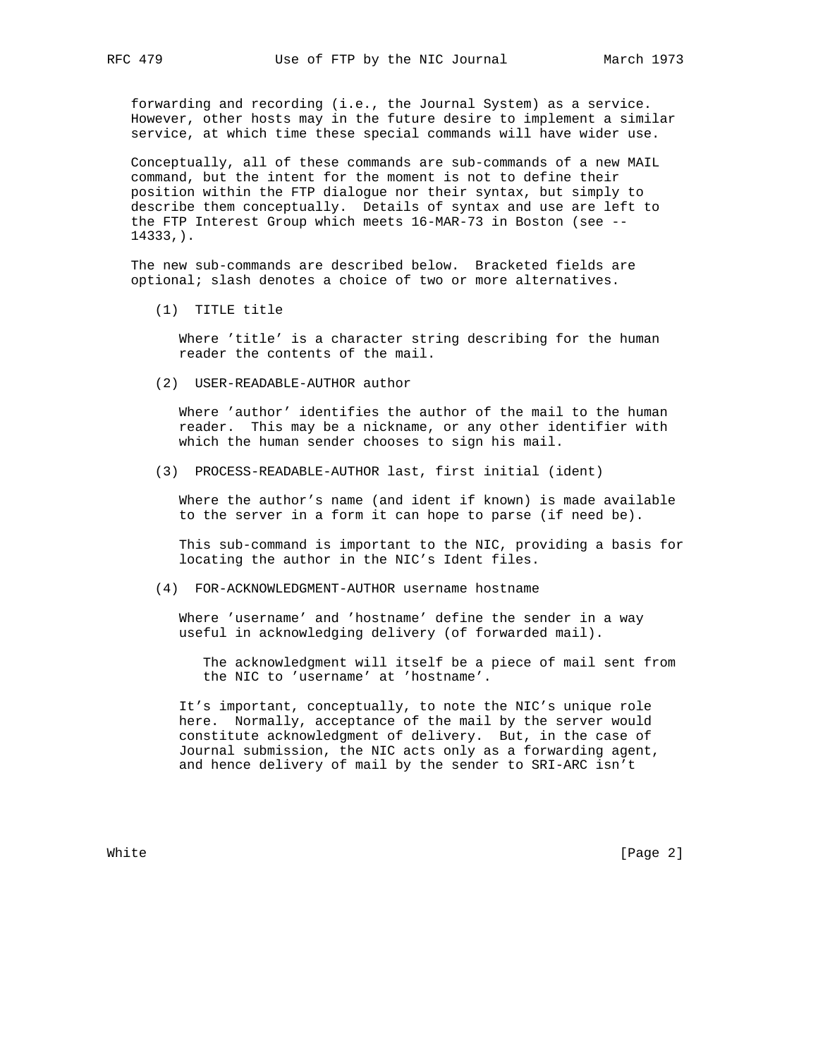forwarding and recording (i.e., the Journal System) as a service. However, other hosts may in the future desire to implement a similar service, at which time these special commands will have wider use.

Conceptually, all of these commands are sub-commands of a new MAIL command, but the intent for the moment is not to define their position within the FTP dialogue nor their syntax, but simply to describe them conceptually. Details of syntax and use are left to the FTP Interest Group which meets 16-MAR-73 in Boston (see -- 14333,).

The new sub-commands are described below. Bracketed fields are optional; slash denotes a choice of two or more alternatives.

(1) TITLE title

Where 'title' is a character string describing for the human reader the contents of the mail.

(2) USER-READABLE-AUTHOR author

Where 'author' identifies the author of the mail to the human reader. This may be a nickname, or any other identifier with which the human sender chooses to sign his mail.

(3) PROCESS-READABLE-AUTHOR last, first initial (ident)

Where the author's name (and ident if known) is made available to the server in a form it can hope to parse (if need be).

This sub-command is important to the NIC, providing a basis for locating the author in the NIC's Ident files.

(4) FOR-ACKNOWLEDGMENT-AUTHOR username hostname

Where 'username' and 'hostname' define the sender in a way useful in acknowledging delivery (of forwarded mail).

> The acknowledgment will itself be a piece of mail sent from the NIC to 'username' at 'hostname'.

It's important, conceptually, to note the NIC's unique role here. Normally, acceptance of the mail by the server would constitute acknowledgment of delivery. But, in the case of Journal submission, the NIC acts only as a forwarding agent, and hence delivery of mail by the sender to SRI-ARC isn't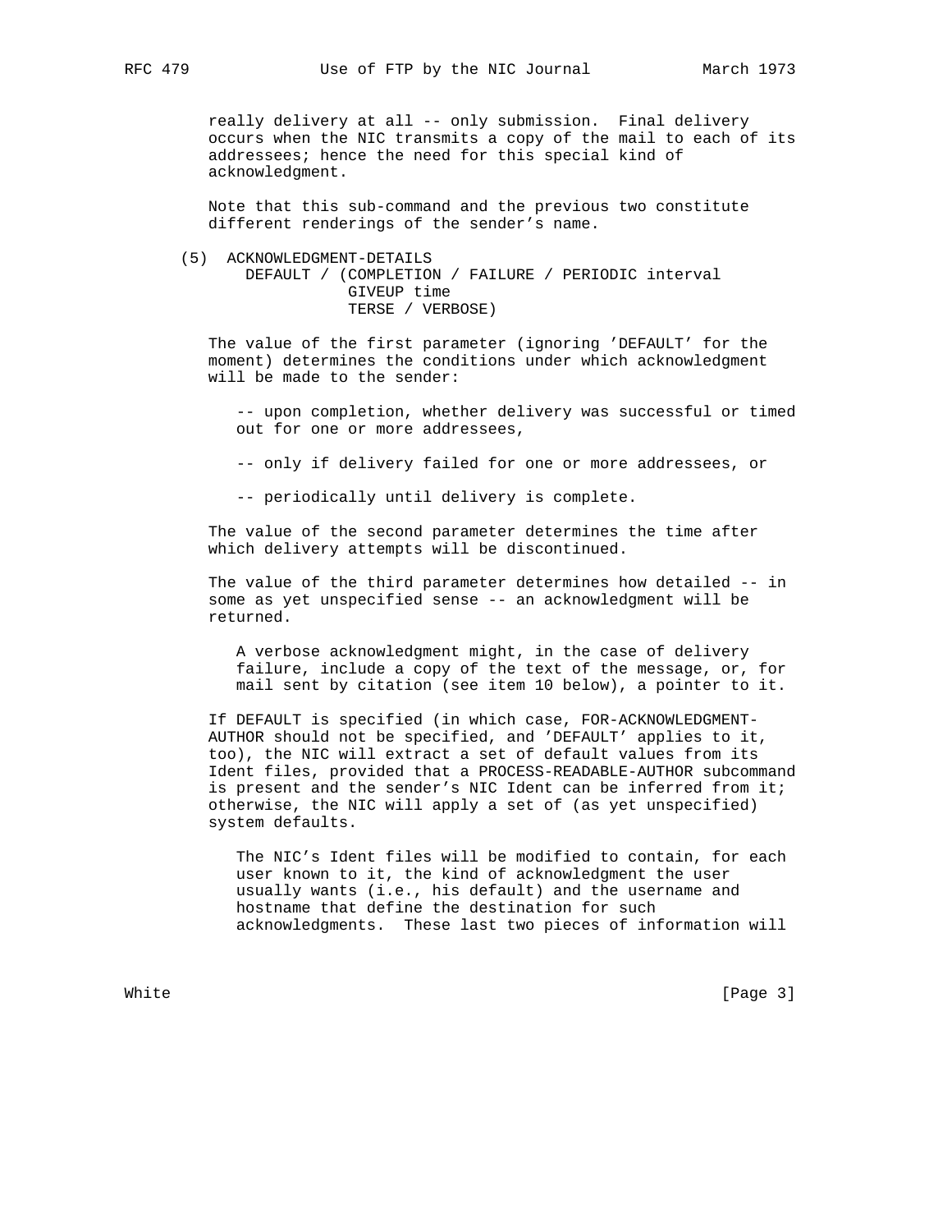really delivery at all -- only submission. Final delivery occurs when the NIC transmits a copy of the mail to each of its addressees; hence the need for this special kind of acknowledgment.

Note that this sub-command and the previous two constitute different renderings of the sender's name.

(5) ACKNOWLEDGMENT-DETAILS

```
     DEFAULT / (COMPLETION / FAILURE / PERIODIC interval
                GIVEUP time
                TERSE / VERBOSE)
```

The value of the first parameter (ignoring 'DEFAULT' for the moment) determines the conditions under which acknowledgment will be made to the sender:

-- upon completion, whether delivery was successful or timed out for one or more addressees,

-- only if delivery failed for one or more addressees, or

-- periodically until delivery is complete.

The value of the second parameter determines the time after which delivery attempts will be discontinued.

The value of the third parameter determines how detailed -- in some as yet unspecified sense -- an acknowledgment will be returned.

A verbose acknowledgment might, in the case of delivery failure, include a copy of the text of the message, or, for mail sent by citation (see item 10 below), a pointer to it.

If DEFAULT is specified (in which case, FOR-ACKNOWLEDGMENT-AUTHOR should not be specified, and 'DEFAULT' applies to it, too), the NIC will extract a set of default values from its Ident files, provided that a PROCESS-READABLE-AUTHOR subcommand is present and the sender's NIC Ident can be inferred from it; otherwise, the NIC will apply a set of (as yet unspecified) system defaults.

The NIC's Ident files will be modified to contain, for each user known to it, the kind of acknowledgment the user usually wants (i.e., his default) and the username and hostname that define the destination for such acknowledgments. These last two pieces of information will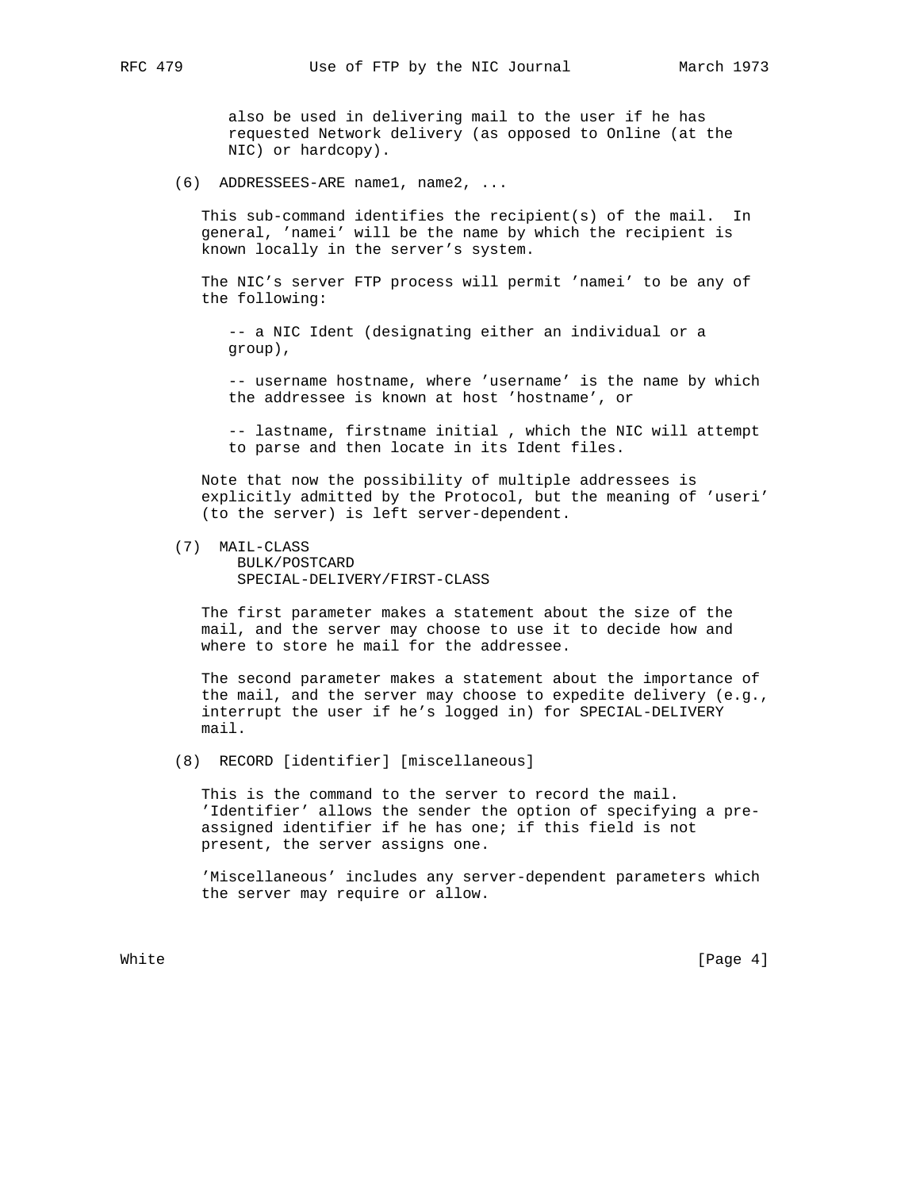also be used in delivering mail to the user if he has requested Network delivery (as opposed to Online (at the NIC) or hardcopy).

(6) ADDRESSEES-ARE name1, name2, ...

This sub-command identifies the recipient(s) of the mail. In general, 'namei' will be the name by which the recipient is known locally in the server's system.

The NIC's server FTP process will permit 'namei' to be any of the following:

-- a NIC Ident (designating either an individual or a group),

-- username hostname, where 'username' is the name by which the addressee is known at host 'hostname', or

-- lastname, firstname initial , which the NIC will attempt to parse and then locate in its Ident files.

Note that now the possibility of multiple addressees is explicitly admitted by the Protocol, but the meaning of 'useri' (to the server) is left server-dependent.

(7) MAIL-CLASS
  BULK/POSTCARD
  SPECIAL-DELIVERY/FIRST-CLASS

The first parameter makes a statement about the size of the mail, and the server may choose to use it to decide how and where to store he mail for the addressee.

The second parameter makes a statement about the importance of the mail, and the server may choose to expedite delivery (e.g., interrupt the user if he's logged in) for SPECIAL-DELIVERY mail.

(8) RECORD [identifier] [miscellaneous]

This is the command to the server to record the mail. 'Identifier' allows the sender the option of specifying a pre-assigned identifier if he has one; if this field is not present, the server assigns one.

'Miscellaneous' includes any server-dependent parameters which the server may require or allow.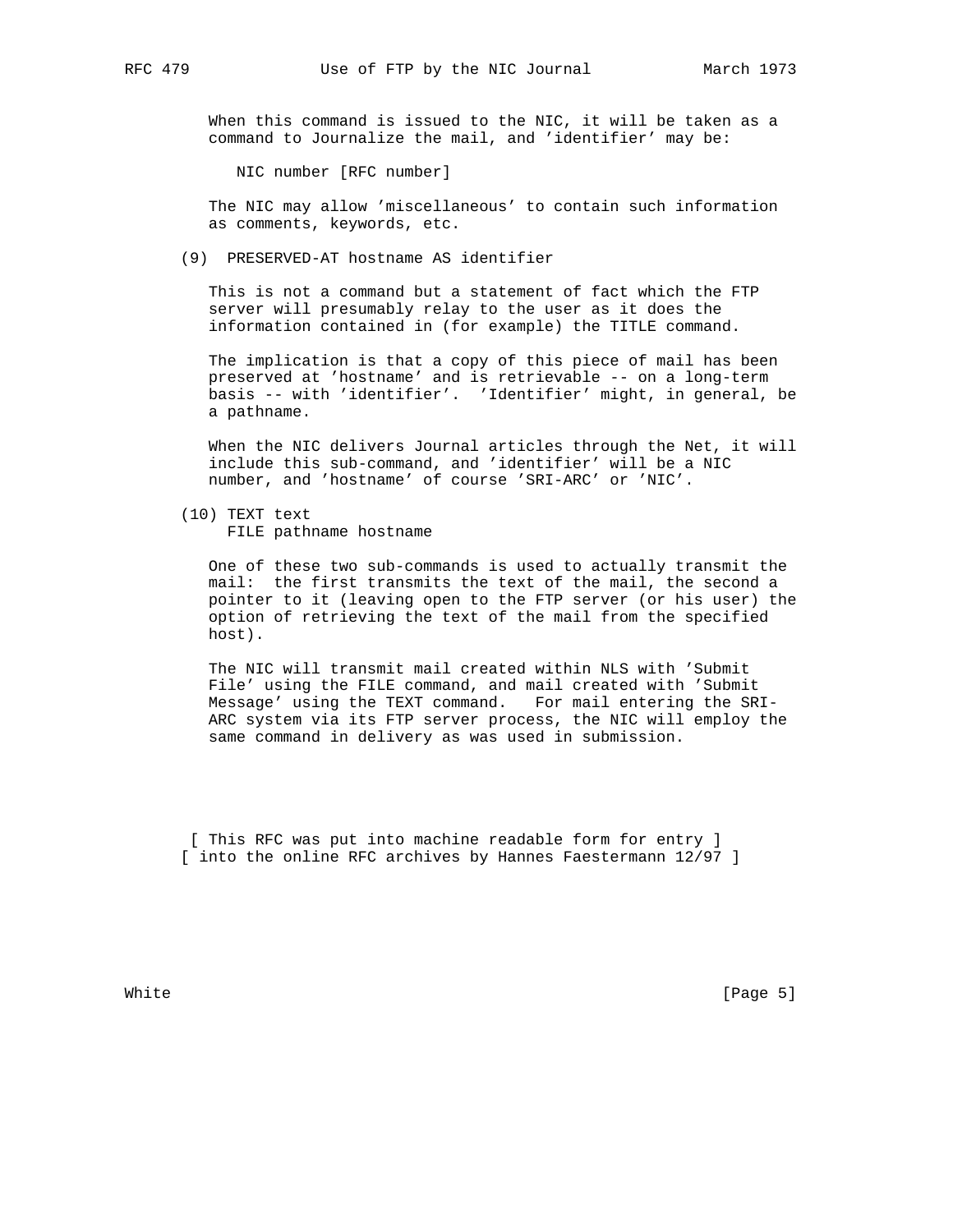When this command is issued to the NIC, it will be taken as a command to Journalize the mail, and 'identifier' may be:

NIC number [RFC number]

The NIC may allow 'miscellaneous' to contain such information as comments, keywords, etc.

(9) PRESERVED-AT hostname AS identifier

This is not a command but a statement of fact which the FTP server will presumably relay to the user as it does the information contained in (for example) the TITLE command.

The implication is that a copy of this piece of mail has been preserved at 'hostname' and is retrievable -- on a long-term basis -- with 'identifier'. 'Identifier' might, in general, be a pathname.

When the NIC delivers Journal articles through the Net, it will include this sub-command, and 'identifier' will be a NIC number, and 'hostname' of course 'SRI-ARC' or 'NIC'.

(10) TEXT text
FILE pathname hostname

One of these two sub-commands is used to actually transmit the mail: the first transmits the text of the mail, the second a pointer to it (leaving open to the FTP server (or his user) the option of retrieving the text of the mail from the specified host).

The NIC will transmit mail created within NLS with 'Submit File' using the FILE command, and mail created with 'Submit Message' using the TEXT command. For mail entering the SRI-ARC system via its FTP server process, the NIC will employ the same command in delivery as was used in submission.

[ This RFC was put into machine readable form for entry ]
[ into the online RFC archives by Hannes Faestermann 12/97 ]